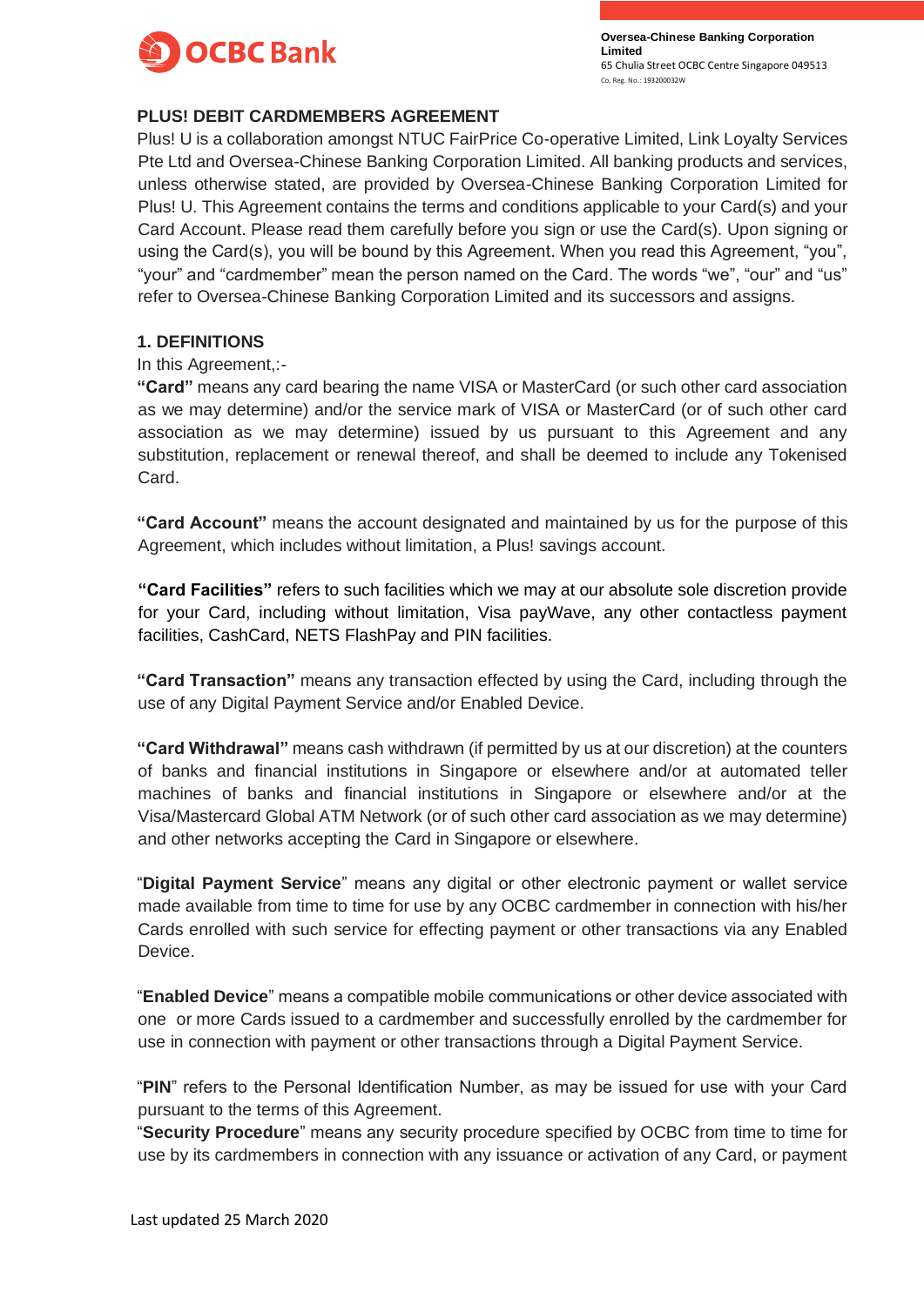Oversea-Chinese Banking Corporation Limited
65 Chulia Street OCBC Centre Singapore 049513
Co. Reg. No.: 193200032W

## PLUS! DEBIT CARDMEMBERS AGREEMENT

Plus! U is a collaboration amongst NTUC FairPrice Co-operative Limited, Link Loyalty Services Pte Ltd and Oversea-Chinese Banking Corporation Limited. All banking products and services, unless otherwise stated, are provided by Oversea-Chinese Banking Corporation Limited for Plus! U. This Agreement contains the terms and conditions applicable to your Card(s) and your Card Account. Please read them carefully before you sign or use the Card(s). Upon signing or using the Card(s), you will be bound by this Agreement. When you read this Agreement, "you", "your" and "cardmember" mean the person named on the Card. The words "we", "our" and "us" refer to Oversea-Chinese Banking Corporation Limited and its successors and assigns.

### 1. DEFINITIONS

In this Agreement,:-

**"Card"** means any card bearing the name VISA or MasterCard (or such other card association as we may determine) and/or the service mark of VISA or MasterCard (or of such other card association as we may determine) issued by us pursuant to this Agreement and any substitution, replacement or renewal thereof, and shall be deemed to include any Tokenised Card.

**"Card Account"** means the account designated and maintained by us for the purpose of this Agreement, which includes without limitation, a Plus! savings account.

**"Card Facilities"** refers to such facilities which we may at our absolute sole discretion provide for your Card, including without limitation, Visa payWave, any other contactless payment facilities, CashCard, NETS FlashPay and PIN facilities.

**"Card Transaction"** means any transaction effected by using the Card, including through the use of any Digital Payment Service and/or Enabled Device.

**"Card Withdrawal"** means cash withdrawn (if permitted by us at our discretion) at the counters of banks and financial institutions in Singapore or elsewhere and/or at automated teller machines of banks and financial institutions in Singapore or elsewhere and/or at the Visa/Mastercard Global ATM Network (or of such other card association as we may determine) and other networks accepting the Card in Singapore or elsewhere.

"**Digital Payment Service**" means any digital or other electronic payment or wallet service made available from time to time for use by any OCBC cardmember in connection with his/her Cards enrolled with such service for effecting payment or other transactions via any Enabled Device.

"**Enabled Device**" means a compatible mobile communications or other device associated with one or more Cards issued to a cardmember and successfully enrolled by the cardmember for use in connection with payment or other transactions through a Digital Payment Service.

"**PIN**" refers to the Personal Identification Number, as may be issued for use with your Card pursuant to the terms of this Agreement.

"**Security Procedure**" means any security procedure specified by OCBC from time to time for use by its cardmembers in connection with any issuance or activation of any Card, or payment

Last updated 25 March 2020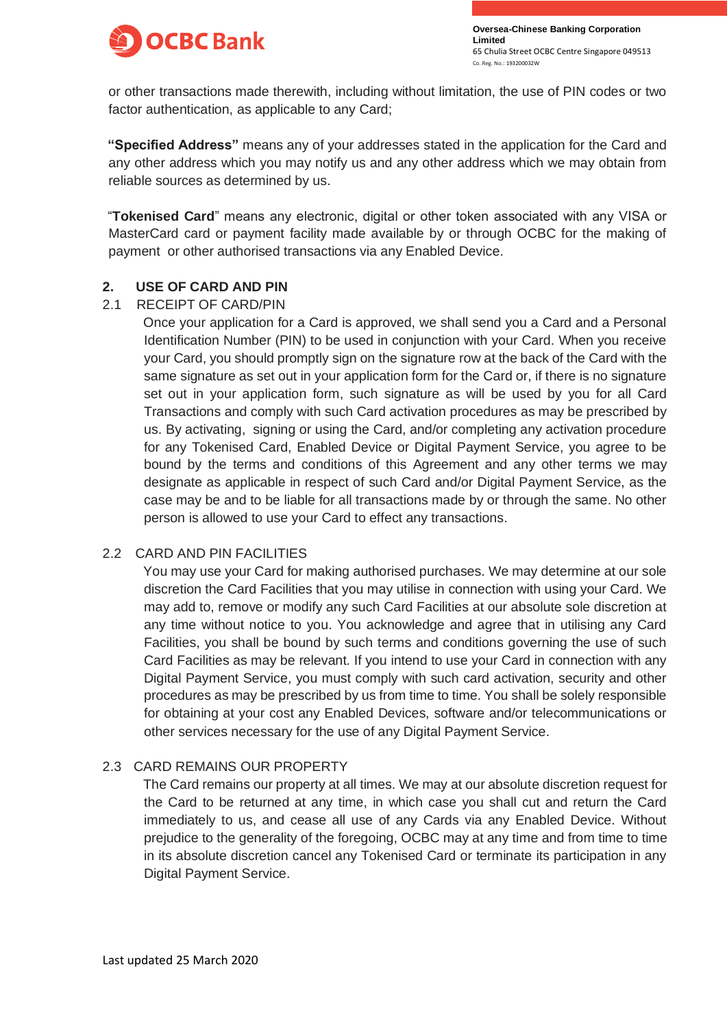or other transactions made therewith, including without limitation, the use of PIN codes or two factor authentication, as applicable to any Card;

**"Specified Address"** means any of your addresses stated in the application for the Card and any other address which you may notify us and any other address which we may obtain from reliable sources as determined by us.

"**Tokenised Card**" means any electronic, digital or other token associated with any VISA or MasterCard card or payment facility made available by or through OCBC for the making of payment or other authorised transactions via any Enabled Device.

## 2. USE OF CARD AND PIN

### 2.1 RECEIPT OF CARD/PIN

Once your application for a Card is approved, we shall send you a Card and a Personal Identification Number (PIN) to be used in conjunction with your Card. When you receive your Card, you should promptly sign on the signature row at the back of the Card with the same signature as set out in your application form for the Card or, if there is no signature set out in your application form, such signature as will be used by you for all Card Transactions and comply with such Card activation procedures as may be prescribed by us. By activating, signing or using the Card, and/or completing any activation procedure for any Tokenised Card, Enabled Device or Digital Payment Service, you agree to be bound by the terms and conditions of this Agreement and any other terms we may designate as applicable in respect of such Card and/or Digital Payment Service, as the case may be and to be liable for all transactions made by or through the same. No other person is allowed to use your Card to effect any transactions.

### 2.2 CARD AND PIN FACILITIES

You may use your Card for making authorised purchases. We may determine at our sole discretion the Card Facilities that you may utilise in connection with using your Card. We may add to, remove or modify any such Card Facilities at our absolute sole discretion at any time without notice to you. You acknowledge and agree that in utilising any Card Facilities, you shall be bound by such terms and conditions governing the use of such Card Facilities as may be relevant. If you intend to use your Card in connection with any Digital Payment Service, you must comply with such card activation, security and other procedures as may be prescribed by us from time to time. You shall be solely responsible for obtaining at your cost any Enabled Devices, software and/or telecommunications or other services necessary for the use of any Digital Payment Service.

### 2.3 CARD REMAINS OUR PROPERTY

The Card remains our property at all times. We may at our absolute discretion request for the Card to be returned at any time, in which case you shall cut and return the Card immediately to us, and cease all use of any Cards via any Enabled Device. Without prejudice to the generality of the foregoing, OCBC may at any time and from time to time in its absolute discretion cancel any Tokenised Card or terminate its participation in any Digital Payment Service.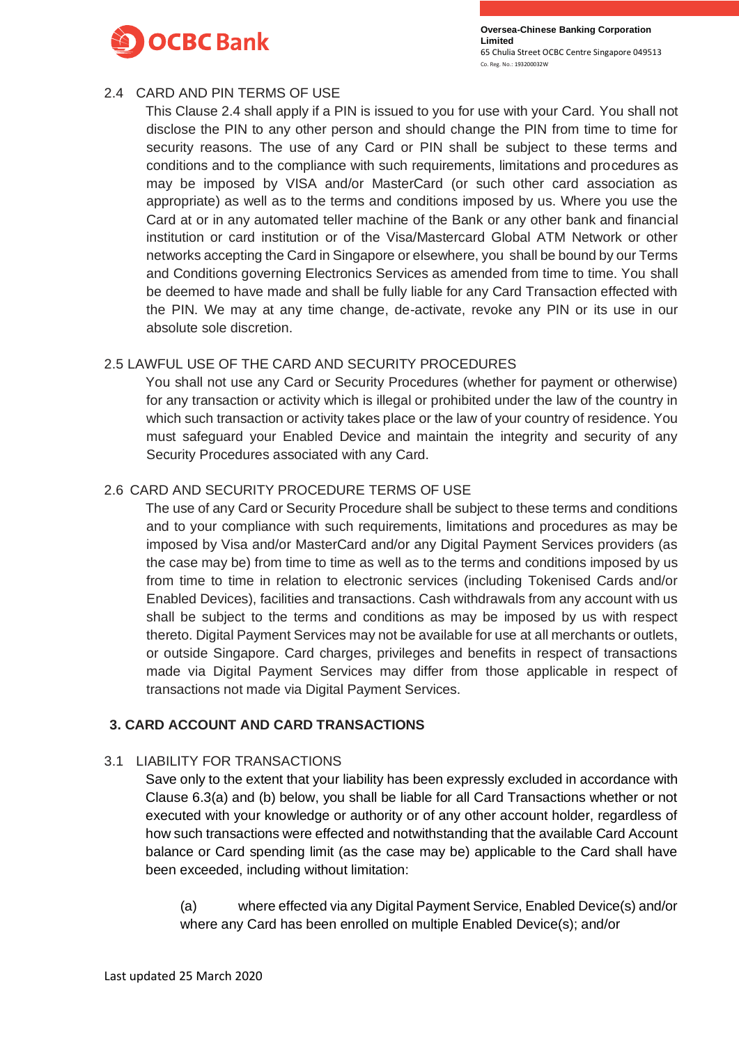### 2.4 CARD AND PIN TERMS OF USE

This Clause 2.4 shall apply if a PIN is issued to you for use with your Card. You shall not disclose the PIN to any other person and should change the PIN from time to time for security reasons. The use of any Card or PIN shall be subject to these terms and conditions and to the compliance with such requirements, limitations and procedures as may be imposed by VISA and/or MasterCard (or such other card association as appropriate) as well as to the terms and conditions imposed by us. Where you use the Card at or in any automated teller machine of the Bank or any other bank and financial institution or card institution or of the Visa/Mastercard Global ATM Network or other networks accepting the Card in Singapore or elsewhere, you shall be bound by our Terms and Conditions governing Electronics Services as amended from time to time. You shall be deemed to have made and shall be fully liable for any Card Transaction effected with the PIN. We may at any time change, de-activate, revoke any PIN or its use in our absolute sole discretion.

### 2.5 LAWFUL USE OF THE CARD AND SECURITY PROCEDURES

You shall not use any Card or Security Procedures (whether for payment or otherwise) for any transaction or activity which is illegal or prohibited under the law of the country in which such transaction or activity takes place or the law of your country of residence. You must safeguard your Enabled Device and maintain the integrity and security of any Security Procedures associated with any Card.

### 2.6 CARD AND SECURITY PROCEDURE TERMS OF USE

The use of any Card or Security Procedure shall be subject to these terms and conditions and to your compliance with such requirements, limitations and procedures as may be imposed by Visa and/or MasterCard and/or any Digital Payment Services providers (as the case may be) from time to time as well as to the terms and conditions imposed by us from time to time in relation to electronic services (including Tokenised Cards and/or Enabled Devices), facilities and transactions. Cash withdrawals from any account with us shall be subject to the terms and conditions as may be imposed by us with respect thereto. Digital Payment Services may not be available for use at all merchants or outlets, or outside Singapore. Card charges, privileges and benefits in respect of transactions made via Digital Payment Services may differ from those applicable in respect of transactions not made via Digital Payment Services.

## 3. CARD ACCOUNT AND CARD TRANSACTIONS

### 3.1 LIABILITY FOR TRANSACTIONS

Save only to the extent that your liability has been expressly excluded in accordance with Clause 6.3(a) and (b) below, you shall be liable for all Card Transactions whether or not executed with your knowledge or authority or of any other account holder, regardless of how such transactions were effected and notwithstanding that the available Card Account balance or Card spending limit (as the case may be) applicable to the Card shall have been exceeded, including without limitation:

(a) where effected via any Digital Payment Service, Enabled Device(s) and/or where any Card has been enrolled on multiple Enabled Device(s); and/or

Last updated 25 March 2020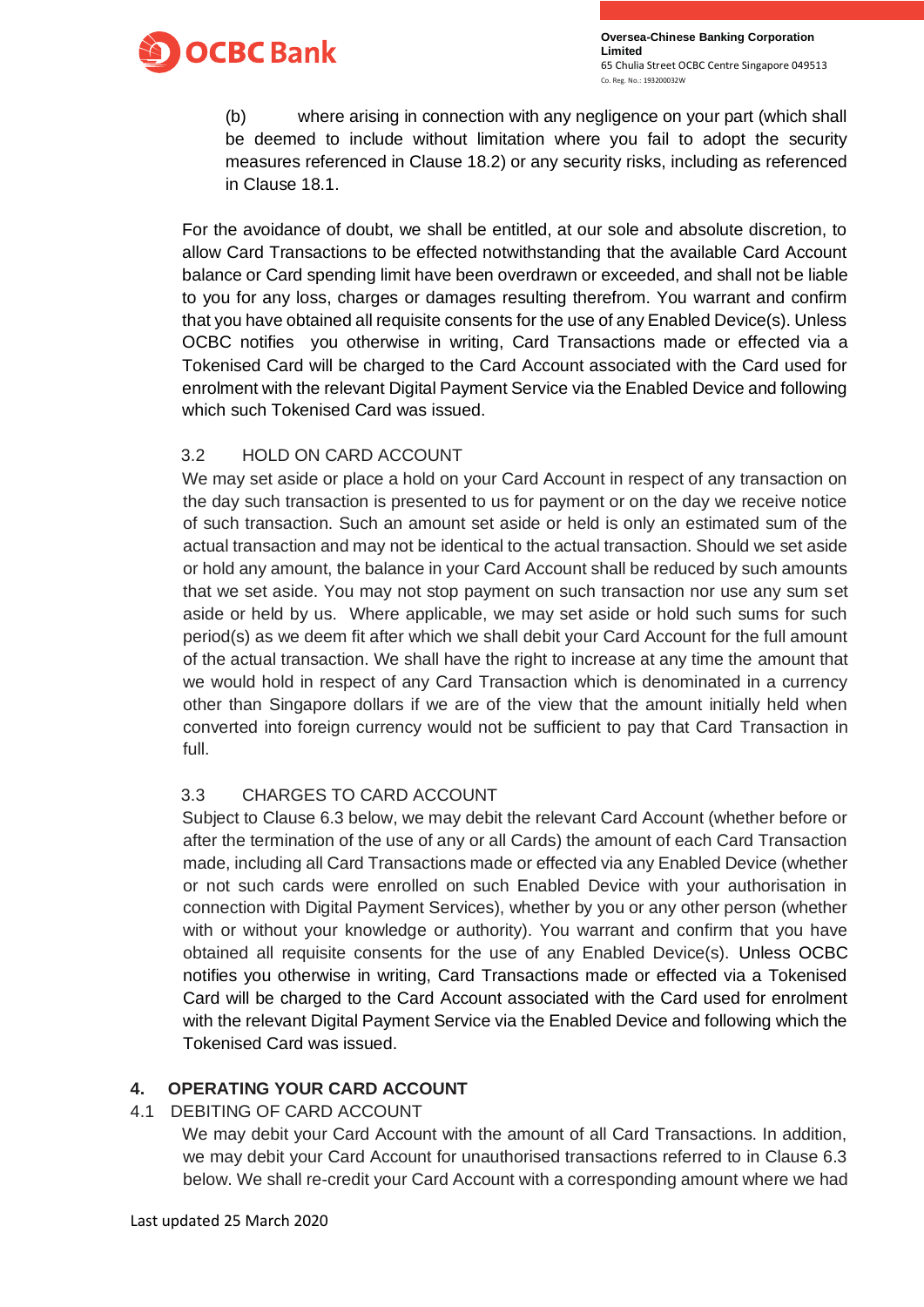(b) where arising in connection with any negligence on your part (which shall be deemed to include without limitation where you fail to adopt the security measures referenced in Clause 18.2) or any security risks, including as referenced in Clause 18.1.

For the avoidance of doubt, we shall be entitled, at our sole and absolute discretion, to allow Card Transactions to be effected notwithstanding that the available Card Account balance or Card spending limit have been overdrawn or exceeded, and shall not be liable to you for any loss, charges or damages resulting therefrom. You warrant and confirm that you have obtained all requisite consents for the use of any Enabled Device(s). Unless OCBC notifies you otherwise in writing, Card Transactions made or effected via a Tokenised Card will be charged to the Card Account associated with the Card used for enrolment with the relevant Digital Payment Service via the Enabled Device and following which such Tokenised Card was issued.

3.2 HOLD ON CARD ACCOUNT

We may set aside or place a hold on your Card Account in respect of any transaction on the day such transaction is presented to us for payment or on the day we receive notice of such transaction. Such an amount set aside or held is only an estimated sum of the actual transaction and may not be identical to the actual transaction. Should we set aside or hold any amount, the balance in your Card Account shall be reduced by such amounts that we set aside. You may not stop payment on such transaction nor use any sum set aside or held by us. Where applicable, we may set aside or hold such sums for such period(s) as we deem fit after which we shall debit your Card Account for the full amount of the actual transaction. We shall have the right to increase at any time the amount that we would hold in respect of any Card Transaction which is denominated in a currency other than Singapore dollars if we are of the view that the amount initially held when converted into foreign currency would not be sufficient to pay that Card Transaction in full.

3.3 CHARGES TO CARD ACCOUNT

Subject to Clause 6.3 below, we may debit the relevant Card Account (whether before or after the termination of the use of any or all Cards) the amount of each Card Transaction made, including all Card Transactions made or effected via any Enabled Device (whether or not such cards were enrolled on such Enabled Device with your authorisation in connection with Digital Payment Services), whether by you or any other person (whether with or without your knowledge or authority). You warrant and confirm that you have obtained all requisite consents for the use of any Enabled Device(s). Unless OCBC notifies you otherwise in writing, Card Transactions made or effected via a Tokenised Card will be charged to the Card Account associated with the Card used for enrolment with the relevant Digital Payment Service via the Enabled Device and following which the Tokenised Card was issued.

## 4. OPERATING YOUR CARD ACCOUNT

4.1 DEBITING OF CARD ACCOUNT

We may debit your Card Account with the amount of all Card Transactions. In addition, we may debit your Card Account for unauthorised transactions referred to in Clause 6.3 below. We shall re-credit your Card Account with a corresponding amount where we had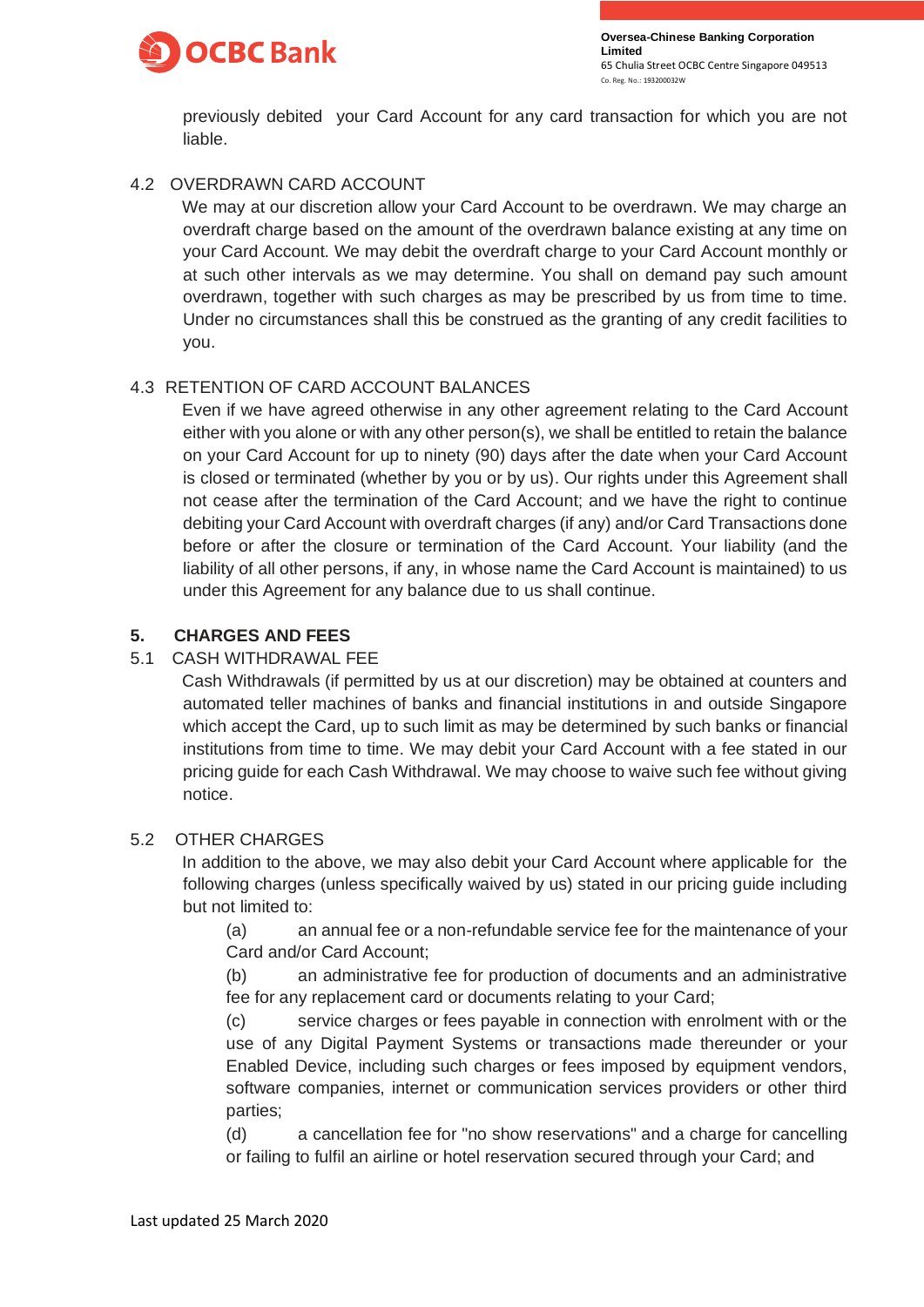previously debited your Card Account for any card transaction for which you are not liable.

### 4.2 OVERDRAWN CARD ACCOUNT

We may at our discretion allow your Card Account to be overdrawn. We may charge an overdraft charge based on the amount of the overdrawn balance existing at any time on your Card Account. We may debit the overdraft charge to your Card Account monthly or at such other intervals as we may determine. You shall on demand pay such amount overdrawn, together with such charges as may be prescribed by us from time to time. Under no circumstances shall this be construed as the granting of any credit facilities to you.

### 4.3 RETENTION OF CARD ACCOUNT BALANCES

Even if we have agreed otherwise in any other agreement relating to the Card Account either with you alone or with any other person(s), we shall be entitled to retain the balance on your Card Account for up to ninety (90) days after the date when your Card Account is closed or terminated (whether by you or by us). Our rights under this Agreement shall not cease after the termination of the Card Account; and we have the right to continue debiting your Card Account with overdraft charges (if any) and/or Card Transactions done before or after the closure or termination of the Card Account. Your liability (and the liability of all other persons, if any, in whose name the Card Account is maintained) to us under this Agreement for any balance due to us shall continue.

## 5. CHARGES AND FEES

### 5.1 CASH WITHDRAWAL FEE

Cash Withdrawals (if permitted by us at our discretion) may be obtained at counters and automated teller machines of banks and financial institutions in and outside Singapore which accept the Card, up to such limit as may be determined by such banks or financial institutions from time to time. We may debit your Card Account with a fee stated in our pricing guide for each Cash Withdrawal. We may choose to waive such fee without giving notice.

### 5.2 OTHER CHARGES

In addition to the above, we may also debit your Card Account where applicable for the following charges (unless specifically waived by us) stated in our pricing guide including but not limited to:

(a) an annual fee or a non-refundable service fee for the maintenance of your Card and/or Card Account;

(b) an administrative fee for production of documents and an administrative fee for any replacement card or documents relating to your Card;

(c) service charges or fees payable in connection with enrolment with or the use of any Digital Payment Systems or transactions made thereunder or your Enabled Device, including such charges or fees imposed by equipment vendors, software companies, internet or communication services providers or other third parties;

(d) a cancellation fee for "no show reservations" and a charge for cancelling or failing to fulfil an airline or hotel reservation secured through your Card; and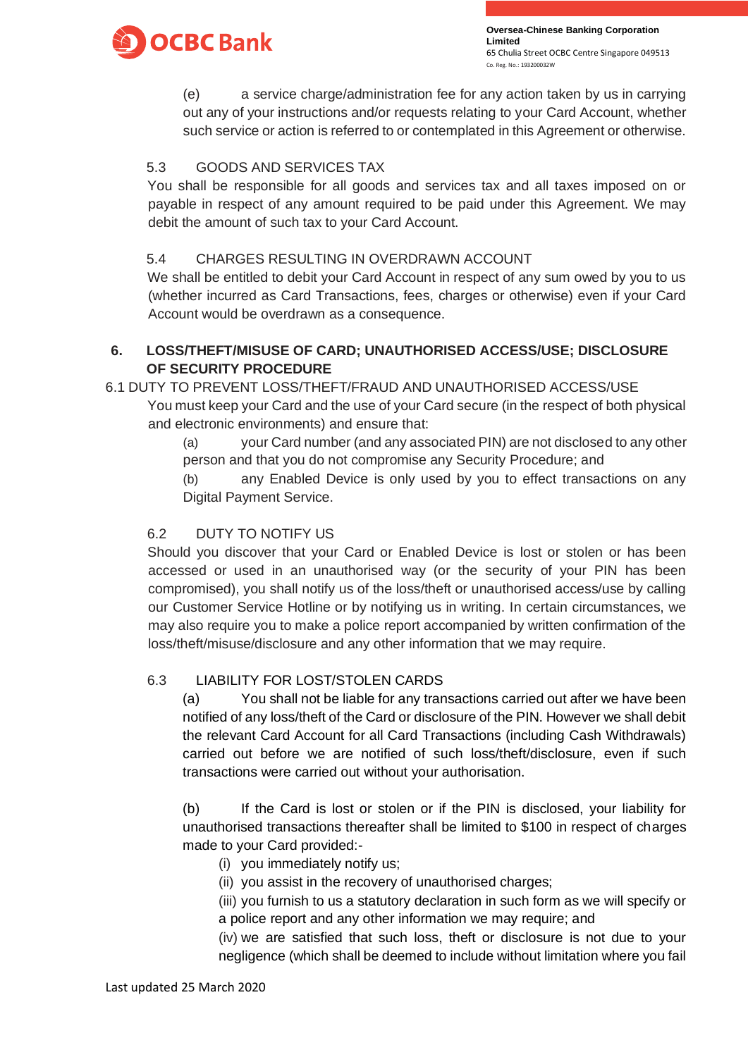(e) a service charge/administration fee for any action taken by us in carrying out any of your instructions and/or requests relating to your Card Account, whether such service or action is referred to or contemplated in this Agreement or otherwise.

5.3 GOODS AND SERVICES TAX

You shall be responsible for all goods and services tax and all taxes imposed on or payable in respect of any amount required to be paid under this Agreement. We may debit the amount of such tax to your Card Account.

5.4 CHARGES RESULTING IN OVERDRAWN ACCOUNT

We shall be entitled to debit your Card Account in respect of any sum owed by you to us (whether incurred as Card Transactions, fees, charges or otherwise) even if your Card Account would be overdrawn as a consequence.

## 6. LOSS/THEFT/MISUSE OF CARD; UNAUTHORISED ACCESS/USE; DISCLOSURE OF SECURITY PROCEDURE

6.1 DUTY TO PREVENT LOSS/THEFT/FRAUD AND UNAUTHORISED ACCESS/USE

You must keep your Card and the use of your Card secure (in the respect of both physical and electronic environments) and ensure that:

(a) your Card number (and any associated PIN) are not disclosed to any other person and that you do not compromise any Security Procedure; and

(b) any Enabled Device is only used by you to effect transactions on any Digital Payment Service.

6.2 DUTY TO NOTIFY US

Should you discover that your Card or Enabled Device is lost or stolen or has been accessed or used in an unauthorised way (or the security of your PIN has been compromised), you shall notify us of the loss/theft or unauthorised access/use by calling our Customer Service Hotline or by notifying us in writing. In certain circumstances, we may also require you to make a police report accompanied by written confirmation of the loss/theft/misuse/disclosure and any other information that we may require.

6.3 LIABILITY FOR LOST/STOLEN CARDS

(a) You shall not be liable for any transactions carried out after we have been notified of any loss/theft of the Card or disclosure of the PIN. However we shall debit the relevant Card Account for all Card Transactions (including Cash Withdrawals) carried out before we are notified of such loss/theft/disclosure, even if such transactions were carried out without your authorisation.

(b) If the Card is lost or stolen or if the PIN is disclosed, your liability for unauthorised transactions thereafter shall be limited to $100 in respect of charges made to your Card provided:-

(i) you immediately notify us;

(ii) you assist in the recovery of unauthorised charges;

(iii) you furnish to us a statutory declaration in such form as we will specify or a police report and any other information we may require; and

(iv) we are satisfied that such loss, theft or disclosure is not due to your negligence (which shall be deemed to include without limitation where you fail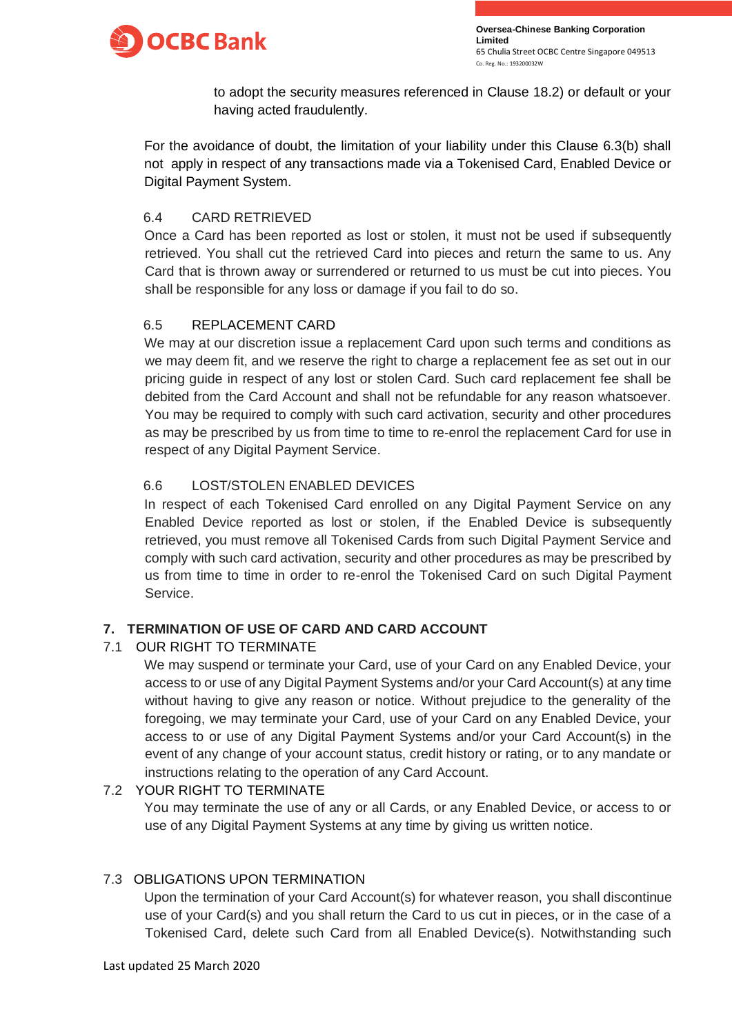to adopt the security measures referenced in Clause 18.2) or default or your having acted fraudulently.

For the avoidance of doubt, the limitation of your liability under this Clause 6.3(b) shall not apply in respect of any transactions made via a Tokenised Card, Enabled Device or Digital Payment System.

6.4 CARD RETRIEVED

Once a Card has been reported as lost or stolen, it must not be used if subsequently retrieved. You shall cut the retrieved Card into pieces and return the same to us. Any Card that is thrown away or surrendered or returned to us must be cut into pieces. You shall be responsible for any loss or damage if you fail to do so.

6.5 REPLACEMENT CARD

We may at our discretion issue a replacement Card upon such terms and conditions as we may deem fit, and we reserve the right to charge a replacement fee as set out in our pricing guide in respect of any lost or stolen Card. Such card replacement fee shall be debited from the Card Account and shall not be refundable for any reason whatsoever. You may be required to comply with such card activation, security and other procedures as may be prescribed by us from time to time to re-enrol the replacement Card for use in respect of any Digital Payment Service.

6.6 LOST/STOLEN ENABLED DEVICES

In respect of each Tokenised Card enrolled on any Digital Payment Service on any Enabled Device reported as lost or stolen, if the Enabled Device is subsequently retrieved, you must remove all Tokenised Cards from such Digital Payment Service and comply with such card activation, security and other procedures as may be prescribed by us from time to time in order to re-enrol the Tokenised Card on such Digital Payment Service.

## 7. TERMINATION OF USE OF CARD AND CARD ACCOUNT

7.1 OUR RIGHT TO TERMINATE

We may suspend or terminate your Card, use of your Card on any Enabled Device, your access to or use of any Digital Payment Systems and/or your Card Account(s) at any time without having to give any reason or notice. Without prejudice to the generality of the foregoing, we may terminate your Card, use of your Card on any Enabled Device, your access to or use of any Digital Payment Systems and/or your Card Account(s) in the event of any change of your account status, credit history or rating, or to any mandate or instructions relating to the operation of any Card Account.

7.2 YOUR RIGHT TO TERMINATE

You may terminate the use of any or all Cards, or any Enabled Device, or access to or use of any Digital Payment Systems at any time by giving us written notice.

7.3 OBLIGATIONS UPON TERMINATION

Upon the termination of your Card Account(s) for whatever reason, you shall discontinue use of your Card(s) and you shall return the Card to us cut in pieces, or in the case of a Tokenised Card, delete such Card from all Enabled Device(s). Notwithstanding such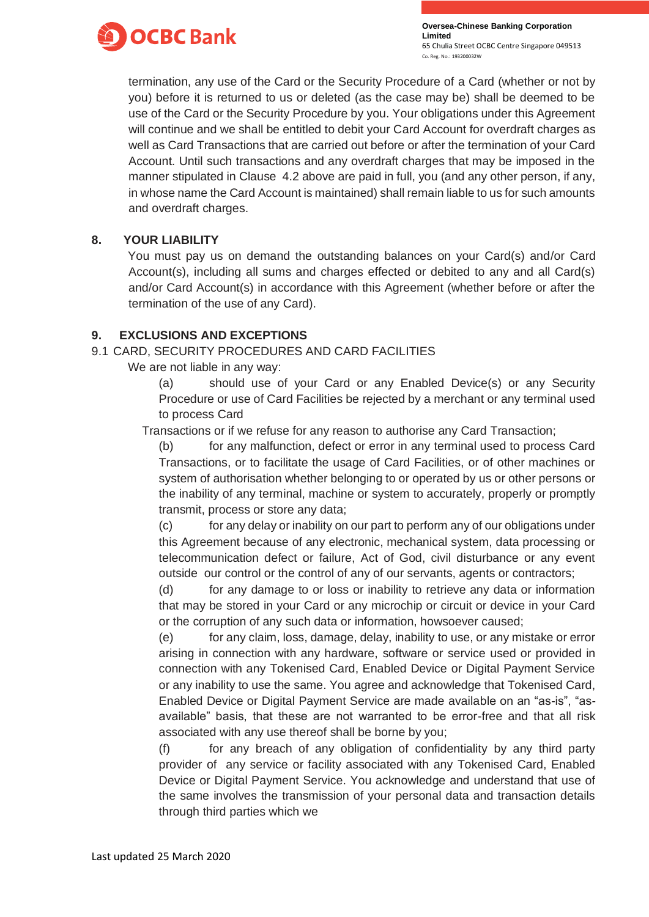termination, any use of the Card or the Security Procedure of a Card (whether or not by you) before it is returned to us or deleted (as the case may be) shall be deemed to be use of the Card or the Security Procedure by you. Your obligations under this Agreement will continue and we shall be entitled to debit your Card Account for overdraft charges as well as Card Transactions that are carried out before or after the termination of your Card Account. Until such transactions and any overdraft charges that may be imposed in the manner stipulated in Clause 4.2 above are paid in full, you (and any other person, if any, in whose name the Card Account is maintained) shall remain liable to us for such amounts and overdraft charges.

## 8. YOUR LIABILITY

You must pay us on demand the outstanding balances on your Card(s) and/or Card Account(s), including all sums and charges effected or debited to any and all Card(s) and/or Card Account(s) in accordance with this Agreement (whether before or after the termination of the use of any Card).

## 9. EXCLUSIONS AND EXCEPTIONS

### 9.1 CARD, SECURITY PROCEDURES AND CARD FACILITIES

We are not liable in any way:

(a) should use of your Card or any Enabled Device(s) or any Security Procedure or use of Card Facilities be rejected by a merchant or any terminal used to process Card Transactions or if we refuse for any reason to authorise any Card Transaction;

(b) for any malfunction, defect or error in any terminal used to process Card Transactions, or to facilitate the usage of Card Facilities, or of other machines or system of authorisation whether belonging to or operated by us or other persons or the inability of any terminal, machine or system to accurately, properly or promptly transmit, process or store any data;

(c) for any delay or inability on our part to perform any of our obligations under this Agreement because of any electronic, mechanical system, data processing or telecommunication defect or failure, Act of God, civil disturbance or any event outside our control or the control of any of our servants, agents or contractors;

(d) for any damage to or loss or inability to retrieve any data or information that may be stored in your Card or any microchip or circuit or device in your Card or the corruption of any such data or information, howsoever caused;

(e) for any claim, loss, damage, delay, inability to use, or any mistake or error arising in connection with any hardware, software or service used or provided in connection with any Tokenised Card, Enabled Device or Digital Payment Service or any inability to use the same. You agree and acknowledge that Tokenised Card, Enabled Device or Digital Payment Service are made available on an "as-is", "as-available" basis, that these are not warranted to be error-free and that all risk associated with any use thereof shall be borne by you;

(f) for any breach of any obligation of confidentiality by any third party provider of any service or facility associated with any Tokenised Card, Enabled Device or Digital Payment Service. You acknowledge and understand that use of the same involves the transmission of your personal data and transaction details through third parties which we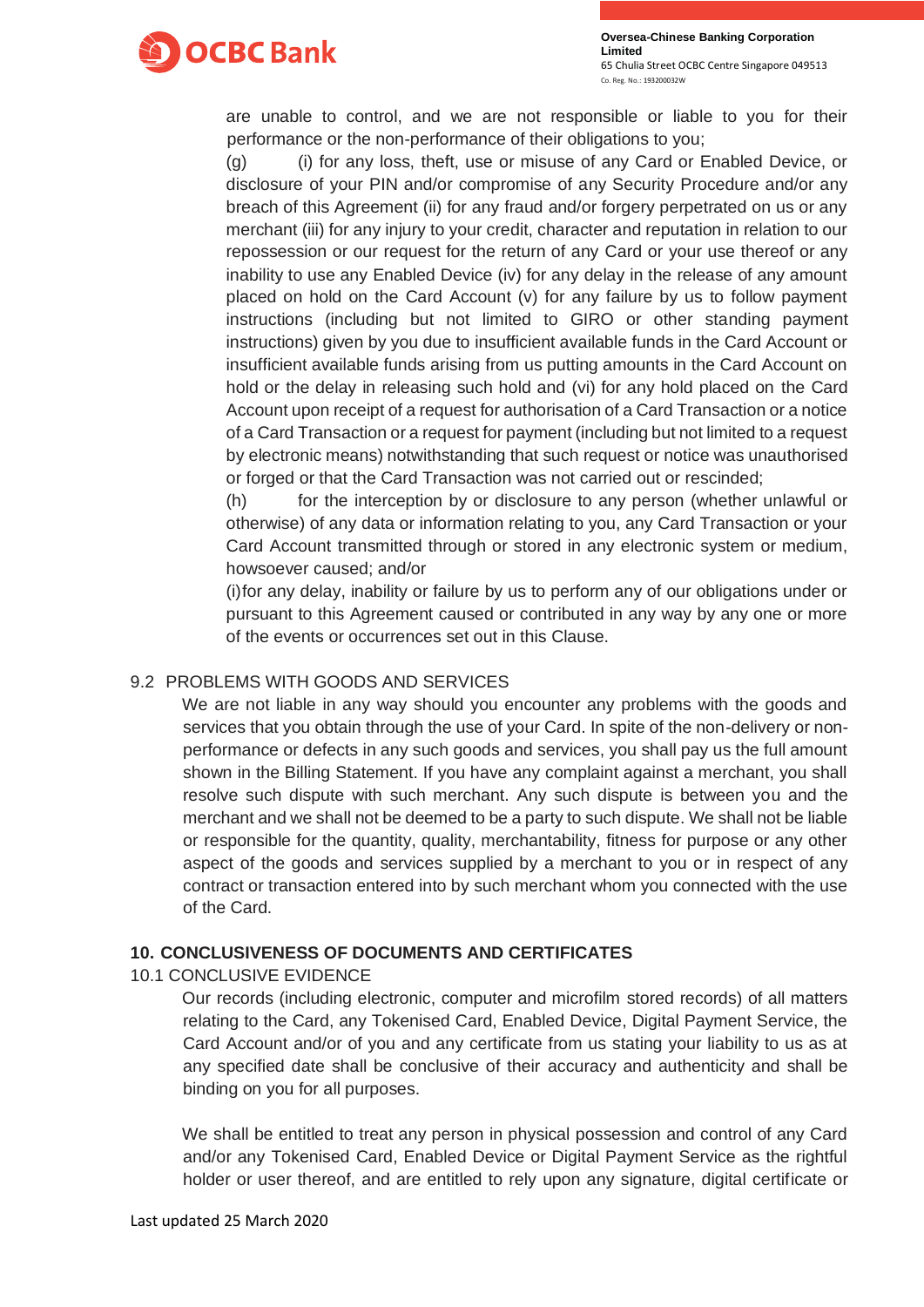are unable to control, and we are not responsible or liable to you for their performance or the non-performance of their obligations to you;

(g) (i) for any loss, theft, use or misuse of any Card or Enabled Device, or disclosure of your PIN and/or compromise of any Security Procedure and/or any breach of this Agreement (ii) for any fraud and/or forgery perpetrated on us or any merchant (iii) for any injury to your credit, character and reputation in relation to our repossession or our request for the return of any Card or your use thereof or any inability to use any Enabled Device (iv) for any delay in the release of any amount placed on hold on the Card Account (v) for any failure by us to follow payment instructions (including but not limited to GIRO or other standing payment instructions) given by you due to insufficient available funds in the Card Account or insufficient available funds arising from us putting amounts in the Card Account on hold or the delay in releasing such hold and (vi) for any hold placed on the Card Account upon receipt of a request for authorisation of a Card Transaction or a notice of a Card Transaction or a request for payment (including but not limited to a request by electronic means) notwithstanding that such request or notice was unauthorised or forged or that the Card Transaction was not carried out or rescinded;

(h) for the interception by or disclosure to any person (whether unlawful or otherwise) of any data or information relating to you, any Card Transaction or your Card Account transmitted through or stored in any electronic system or medium, howsoever caused; and/or

(i) for any delay, inability or failure by us to perform any of our obligations under or pursuant to this Agreement caused or contributed in any way by any one or more of the events or occurrences set out in this Clause.

9.2 PROBLEMS WITH GOODS AND SERVICES

We are not liable in any way should you encounter any problems with the goods and services that you obtain through the use of your Card. In spite of the non-delivery or non-performance or defects in any such goods and services, you shall pay us the full amount shown in the Billing Statement. If you have any complaint against a merchant, you shall resolve such dispute with such merchant. Any such dispute is between you and the merchant and we shall not be deemed to be a party to such dispute. We shall not be liable or responsible for the quantity, quality, merchantability, fitness for purpose or any other aspect of the goods and services supplied by a merchant to you or in respect of any contract or transaction entered into by such merchant whom you connected with the use of the Card.

## 10. CONCLUSIVENESS OF DOCUMENTS AND CERTIFICATES

10.1 CONCLUSIVE EVIDENCE

Our records (including electronic, computer and microfilm stored records) of all matters relating to the Card, any Tokenised Card, Enabled Device, Digital Payment Service, the Card Account and/or of you and any certificate from us stating your liability to us as at any specified date shall be conclusive of their accuracy and authenticity and shall be binding on you for all purposes.

We shall be entitled to treat any person in physical possession and control of any Card and/or any Tokenised Card, Enabled Device or Digital Payment Service as the rightful holder or user thereof, and are entitled to rely upon any signature, digital certificate or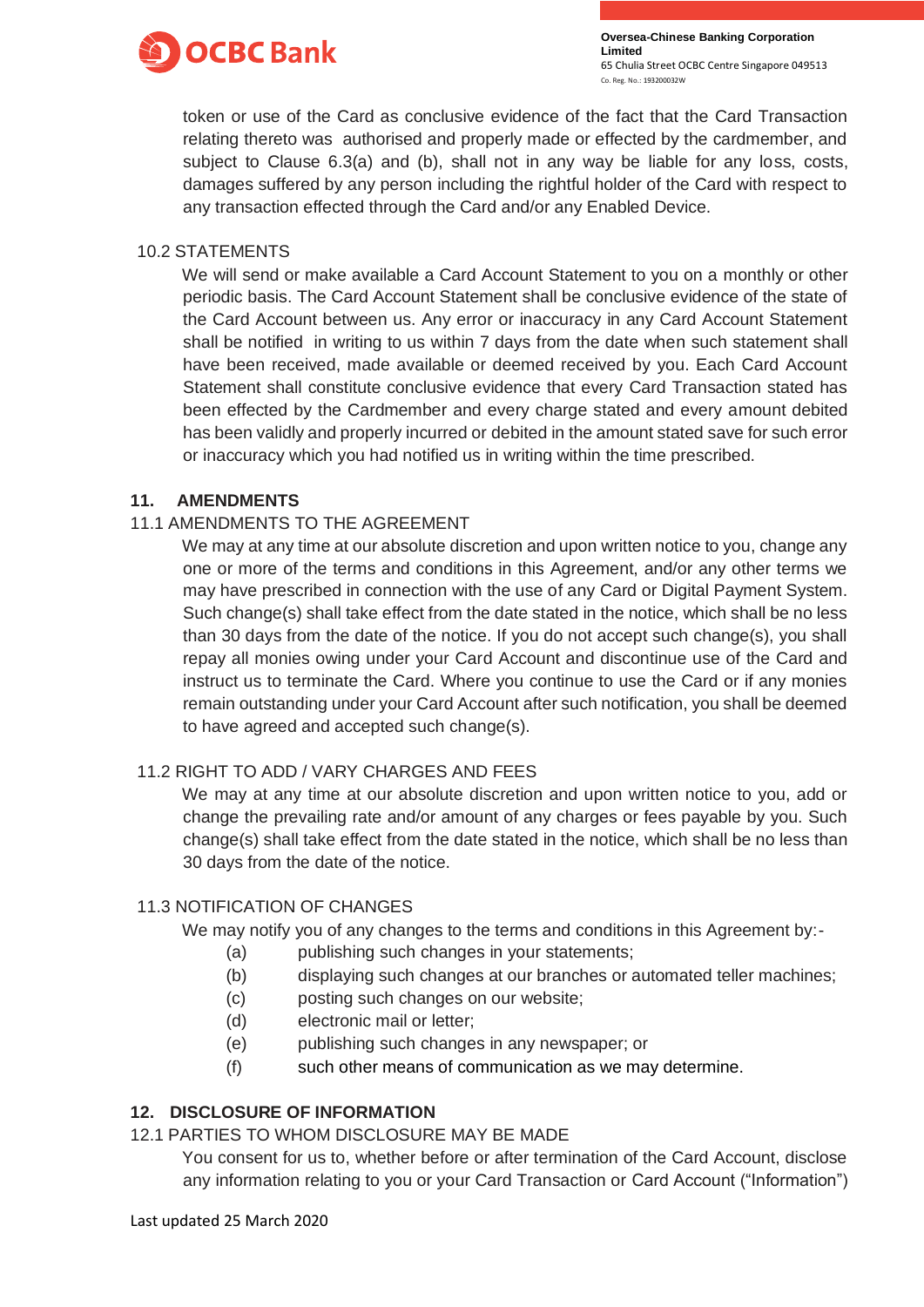token or use of the Card as conclusive evidence of the fact that the Card Transaction relating thereto was authorised and properly made or effected by the cardmember, and subject to Clause 6.3(a) and (b), shall not in any way be liable for any loss, costs, damages suffered by any person including the rightful holder of the Card with respect to any transaction effected through the Card and/or any Enabled Device.

10.2 STATEMENTS

We will send or make available a Card Account Statement to you on a monthly or other periodic basis. The Card Account Statement shall be conclusive evidence of the state of the Card Account between us. Any error or inaccuracy in any Card Account Statement shall be notified in writing to us within 7 days from the date when such statement shall have been received, made available or deemed received by you. Each Card Account Statement shall constitute conclusive evidence that every Card Transaction stated has been effected by the Cardmember and every charge stated and every amount debited has been validly and properly incurred or debited in the amount stated save for such error or inaccuracy which you had notified us in writing within the time prescribed.

## 11. AMENDMENTS

11.1 AMENDMENTS TO THE AGREEMENT

We may at any time at our absolute discretion and upon written notice to you, change any one or more of the terms and conditions in this Agreement, and/or any other terms we may have prescribed in connection with the use of any Card or Digital Payment System. Such change(s) shall take effect from the date stated in the notice, which shall be no less than 30 days from the date of the notice. If you do not accept such change(s), you shall repay all monies owing under your Card Account and discontinue use of the Card and instruct us to terminate the Card. Where you continue to use the Card or if any monies remain outstanding under your Card Account after such notification, you shall be deemed to have agreed and accepted such change(s).

11.2 RIGHT TO ADD / VARY CHARGES AND FEES

We may at any time at our absolute discretion and upon written notice to you, add or change the prevailing rate and/or amount of any charges or fees payable by you. Such change(s) shall take effect from the date stated in the notice, which shall be no less than 30 days from the date of the notice.

11.3 NOTIFICATION OF CHANGES

We may notify you of any changes to the terms and conditions in this Agreement by:-

(a) publishing such changes in your statements;
(b) displaying such changes at our branches or automated teller machines;
(c) posting such changes on our website;
(d) electronic mail or letter;
(e) publishing such changes in any newspaper; or
(f) such other means of communication as we may determine.

## 12. DISCLOSURE OF INFORMATION

12.1 PARTIES TO WHOM DISCLOSURE MAY BE MADE

You consent for us to, whether before or after termination of the Card Account, disclose any information relating to you or your Card Transaction or Card Account ("Information")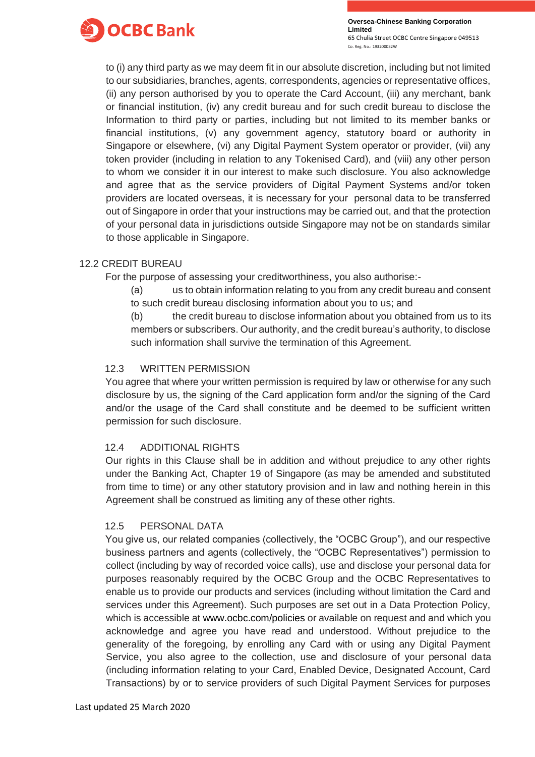to (i) any third party as we may deem fit in our absolute discretion, including but not limited to our subsidiaries, branches, agents, correspondents, agencies or representative offices, (ii) any person authorised by you to operate the Card Account, (iii) any merchant, bank or financial institution, (iv) any credit bureau and for such credit bureau to disclose the Information to third party or parties, including but not limited to its member banks or financial institutions, (v) any government agency, statutory board or authority in Singapore or elsewhere, (vi) any Digital Payment System operator or provider, (vii) any token provider (including in relation to any Tokenised Card), and (viii) any other person to whom we consider it in our interest to make such disclosure. You also acknowledge and agree that as the service providers of Digital Payment Systems and/or token providers are located overseas, it is necessary for your personal data to be transferred out of Singapore in order that your instructions may be carried out, and that the protection of your personal data in jurisdictions outside Singapore may not be on standards similar to those applicable in Singapore.

12.2 CREDIT BUREAU

For the purpose of assessing your creditworthiness, you also authorise:-

(a) us to obtain information relating to you from any credit bureau and consent to such credit bureau disclosing information about you to us; and

(b) the credit bureau to disclose information about you obtained from us to its members or subscribers. Our authority, and the credit bureau's authority, to disclose such information shall survive the termination of this Agreement.

12.3 WRITTEN PERMISSION

You agree that where your written permission is required by law or otherwise for any such disclosure by us, the signing of the Card application form and/or the signing of the Card and/or the usage of the Card shall constitute and be deemed to be sufficient written permission for such disclosure.

12.4 ADDITIONAL RIGHTS

Our rights in this Clause shall be in addition and without prejudice to any other rights under the Banking Act, Chapter 19 of Singapore (as may be amended and substituted from time to time) or any other statutory provision and in law and nothing herein in this Agreement shall be construed as limiting any of these other rights.

12.5 PERSONAL DATA

You give us, our related companies (collectively, the "OCBC Group"), and our respective business partners and agents (collectively, the "OCBC Representatives") permission to collect (including by way of recorded voice calls), use and disclose your personal data for purposes reasonably required by the OCBC Group and the OCBC Representatives to enable us to provide our products and services (including without limitation the Card and services under this Agreement). Such purposes are set out in a Data Protection Policy, which is accessible at www.ocbc.com/policies or available on request and and which you acknowledge and agree you have read and understood. Without prejudice to the generality of the foregoing, by enrolling any Card with or using any Digital Payment Service, you also agree to the collection, use and disclosure of your personal data (including information relating to your Card, Enabled Device, Designated Account, Card Transactions) by or to service providers of such Digital Payment Services for purposes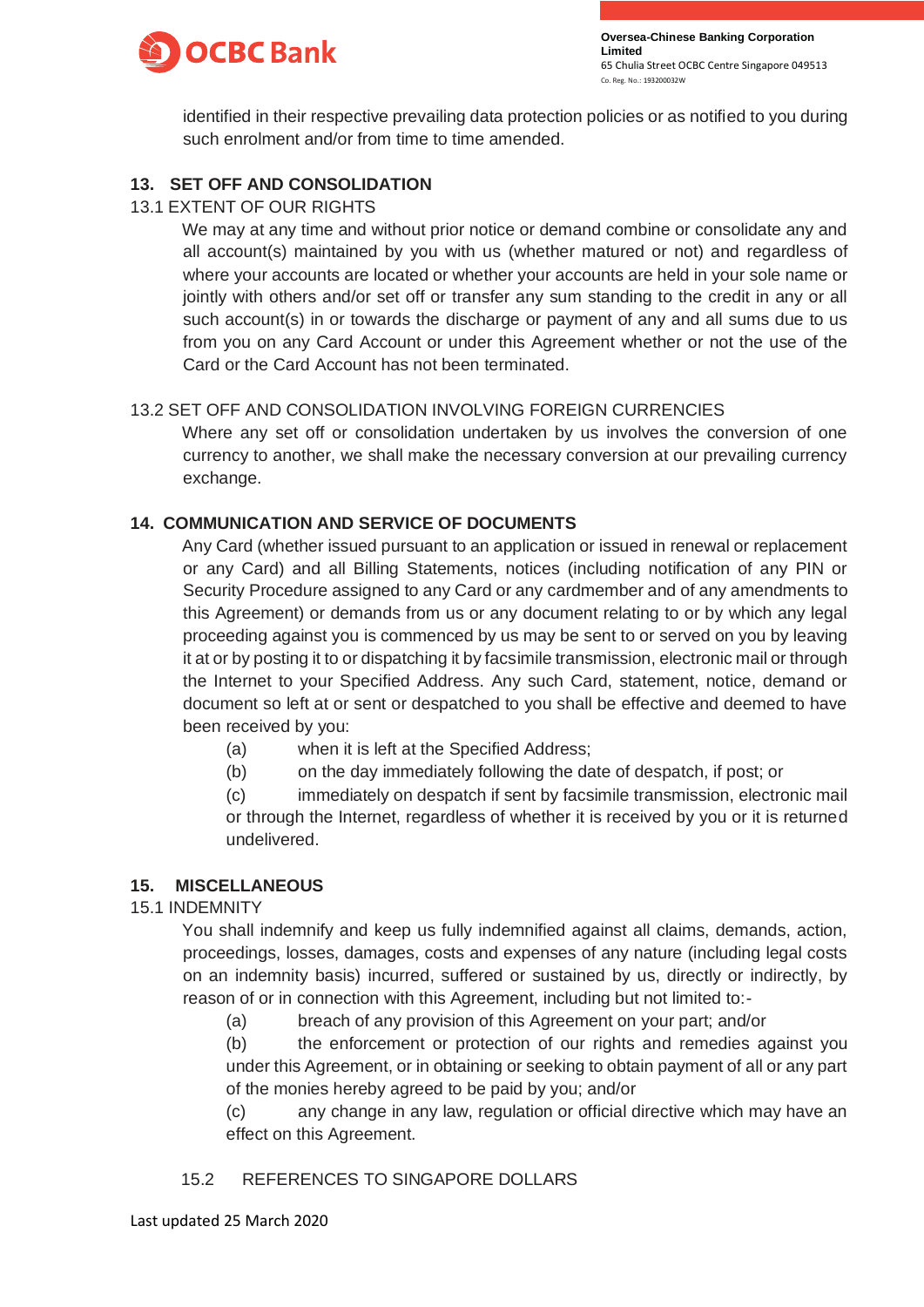identified in their respective prevailing data protection policies or as notified to you during such enrolment and/or from time to time amended.

## 13. SET OFF AND CONSOLIDATION

### 13.1 EXTENT OF OUR RIGHTS

We may at any time and without prior notice or demand combine or consolidate any and all account(s) maintained by you with us (whether matured or not) and regardless of where your accounts are located or whether your accounts are held in your sole name or jointly with others and/or set off or transfer any sum standing to the credit in any or all such account(s) in or towards the discharge or payment of any and all sums due to us from you on any Card Account or under this Agreement whether or not the use of the Card or the Card Account has not been terminated.

### 13.2 SET OFF AND CONSOLIDATION INVOLVING FOREIGN CURRENCIES

Where any set off or consolidation undertaken by us involves the conversion of one currency to another, we shall make the necessary conversion at our prevailing currency exchange.

## 14. COMMUNICATION AND SERVICE OF DOCUMENTS

Any Card (whether issued pursuant to an application or issued in renewal or replacement or any Card) and all Billing Statements, notices (including notification of any PIN or Security Procedure assigned to any Card or any cardmember and of any amendments to this Agreement) or demands from us or any document relating to or by which any legal proceeding against you is commenced by us may be sent to or served on you by leaving it at or by posting it to or dispatching it by facsimile transmission, electronic mail or through the Internet to your Specified Address. Any such Card, statement, notice, demand or document so left at or sent or despatched to you shall be effective and deemed to have been received by you:

(a) when it is left at the Specified Address;

(b) on the day immediately following the date of despatch, if post; or

(c) immediately on despatch if sent by facsimile transmission, electronic mail or through the Internet, regardless of whether it is received by you or it is returned undelivered.

## 15. MISCELLANEOUS

### 15.1 INDEMNITY

You shall indemnify and keep us fully indemnified against all claims, demands, action, proceedings, losses, damages, costs and expenses of any nature (including legal costs on an indemnity basis) incurred, suffered or sustained by us, directly or indirectly, by reason of or in connection with this Agreement, including but not limited to:-

(a) breach of any provision of this Agreement on your part; and/or

(b) the enforcement or protection of our rights and remedies against you under this Agreement, or in obtaining or seeking to obtain payment of all or any part of the monies hereby agreed to be paid by you; and/or

(c) any change in any law, regulation or official directive which may have an effect on this Agreement.

### 15.2 REFERENCES TO SINGAPORE DOLLARS

Last updated 25 March 2020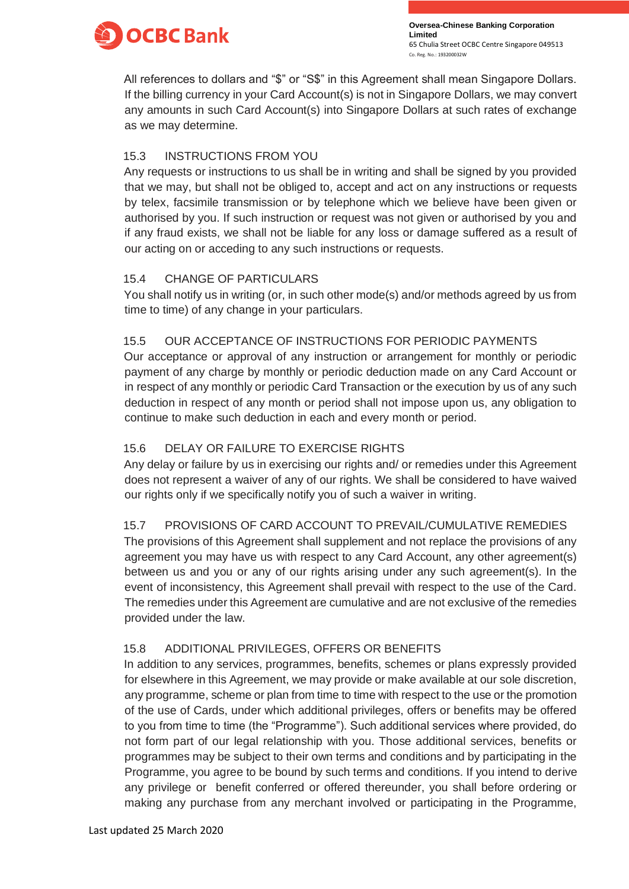All references to dollars and "$" or "S$" in this Agreement shall mean Singapore Dollars. If the billing currency in your Card Account(s) is not in Singapore Dollars, we may convert any amounts in such Card Account(s) into Singapore Dollars at such rates of exchange as we may determine.

### 15.3 INSTRUCTIONS FROM YOU

Any requests or instructions to us shall be in writing and shall be signed by you provided that we may, but shall not be obliged to, accept and act on any instructions or requests by telex, facsimile transmission or by telephone which we believe have been given or authorised by you. If such instruction or request was not given or authorised by you and if any fraud exists, we shall not be liable for any loss or damage suffered as a result of our acting on or acceding to any such instructions or requests.

### 15.4 CHANGE OF PARTICULARS

You shall notify us in writing (or, in such other mode(s) and/or methods agreed by us from time to time) of any change in your particulars.

### 15.5 OUR ACCEPTANCE OF INSTRUCTIONS FOR PERIODIC PAYMENTS

Our acceptance or approval of any instruction or arrangement for monthly or periodic payment of any charge by monthly or periodic deduction made on any Card Account or in respect of any monthly or periodic Card Transaction or the execution by us of any such deduction in respect of any month or period shall not impose upon us, any obligation to continue to make such deduction in each and every month or period.

### 15.6 DELAY OR FAILURE TO EXERCISE RIGHTS

Any delay or failure by us in exercising our rights and/ or remedies under this Agreement does not represent a waiver of any of our rights. We shall be considered to have waived our rights only if we specifically notify you of such a waiver in writing.

### 15.7 PROVISIONS OF CARD ACCOUNT TO PREVAIL/CUMULATIVE REMEDIES

The provisions of this Agreement shall supplement and not replace the provisions of any agreement you may have us with respect to any Card Account, any other agreement(s) between us and you or any of our rights arising under any such agreement(s). In the event of inconsistency, this Agreement shall prevail with respect to the use of the Card. The remedies under this Agreement are cumulative and are not exclusive of the remedies provided under the law.

### 15.8 ADDITIONAL PRIVILEGES, OFFERS OR BENEFITS

In addition to any services, programmes, benefits, schemes or plans expressly provided for elsewhere in this Agreement, we may provide or make available at our sole discretion, any programme, scheme or plan from time to time with respect to the use or the promotion of the use of Cards, under which additional privileges, offers or benefits may be offered to you from time to time (the "Programme"). Such additional services where provided, do not form part of our legal relationship with you. Those additional services, benefits or programmes may be subject to their own terms and conditions and by participating in the Programme, you agree to be bound by such terms and conditions. If you intend to derive any privilege or benefit conferred or offered thereunder, you shall before ordering or making any purchase from any merchant involved or participating in the Programme,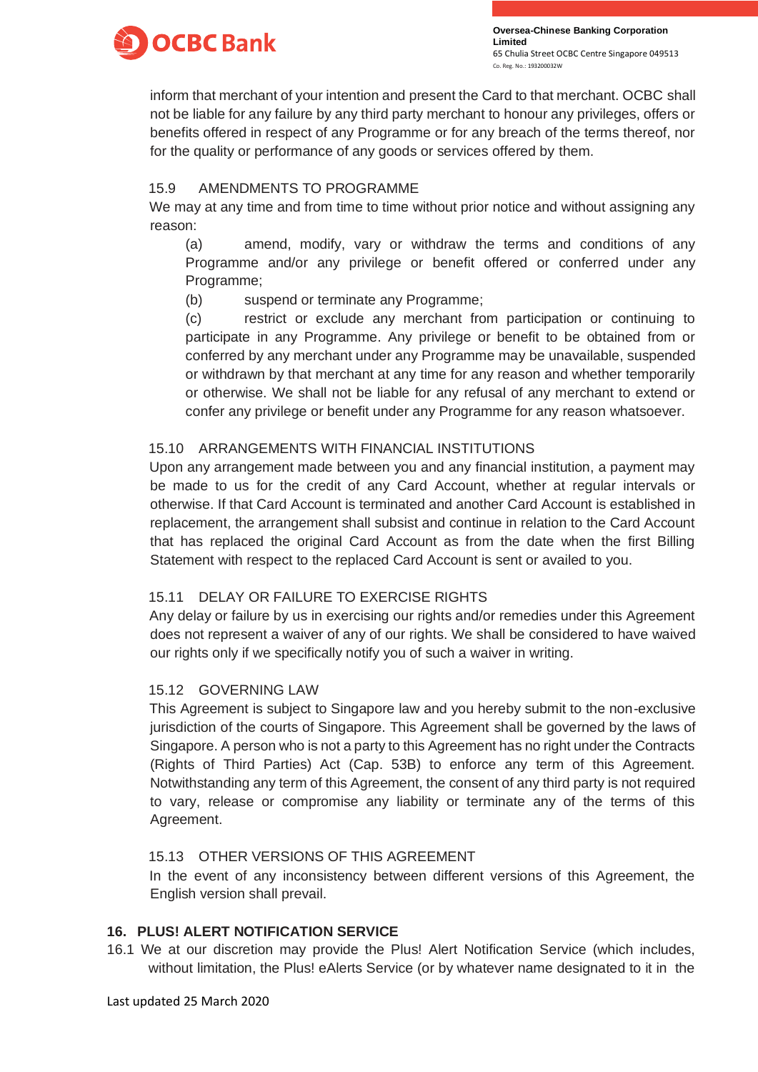inform that merchant of your intention and present the Card to that merchant. OCBC shall not be liable for any failure by any third party merchant to honour any privileges, offers or benefits offered in respect of any Programme or for any breach of the terms thereof, nor for the quality or performance of any goods or services offered by them.

15.9 AMENDMENTS TO PROGRAMME

We may at any time and from time to time without prior notice and without assigning any reason:

(a) amend, modify, vary or withdraw the terms and conditions of any Programme and/or any privilege or benefit offered or conferred under any Programme;

(b) suspend or terminate any Programme;

(c) restrict or exclude any merchant from participation or continuing to participate in any Programme. Any privilege or benefit to be obtained from or conferred by any merchant under any Programme may be unavailable, suspended or withdrawn by that merchant at any time for any reason and whether temporarily or otherwise. We shall not be liable for any refusal of any merchant to extend or confer any privilege or benefit under any Programme for any reason whatsoever.

15.10 ARRANGEMENTS WITH FINANCIAL INSTITUTIONS

Upon any arrangement made between you and any financial institution, a payment may be made to us for the credit of any Card Account, whether at regular intervals or otherwise. If that Card Account is terminated and another Card Account is established in replacement, the arrangement shall subsist and continue in relation to the Card Account that has replaced the original Card Account as from the date when the first Billing Statement with respect to the replaced Card Account is sent or availed to you.

15.11 DELAY OR FAILURE TO EXERCISE RIGHTS

Any delay or failure by us in exercising our rights and/or remedies under this Agreement does not represent a waiver of any of our rights. We shall be considered to have waived our rights only if we specifically notify you of such a waiver in writing.

15.12 GOVERNING LAW

This Agreement is subject to Singapore law and you hereby submit to the non-exclusive jurisdiction of the courts of Singapore. This Agreement shall be governed by the laws of Singapore. A person who is not a party to this Agreement has no right under the Contracts (Rights of Third Parties) Act (Cap. 53B) to enforce any term of this Agreement. Notwithstanding any term of this Agreement, the consent of any third party is not required to vary, release or compromise any liability or terminate any of the terms of this Agreement.

15.13 OTHER VERSIONS OF THIS AGREEMENT

In the event of any inconsistency between different versions of this Agreement, the English version shall prevail.

## 16. PLUS! ALERT NOTIFICATION SERVICE

16.1 We at our discretion may provide the Plus! Alert Notification Service (which includes, without limitation, the Plus! eAlerts Service (or by whatever name designated to it in the

Last updated 25 March 2020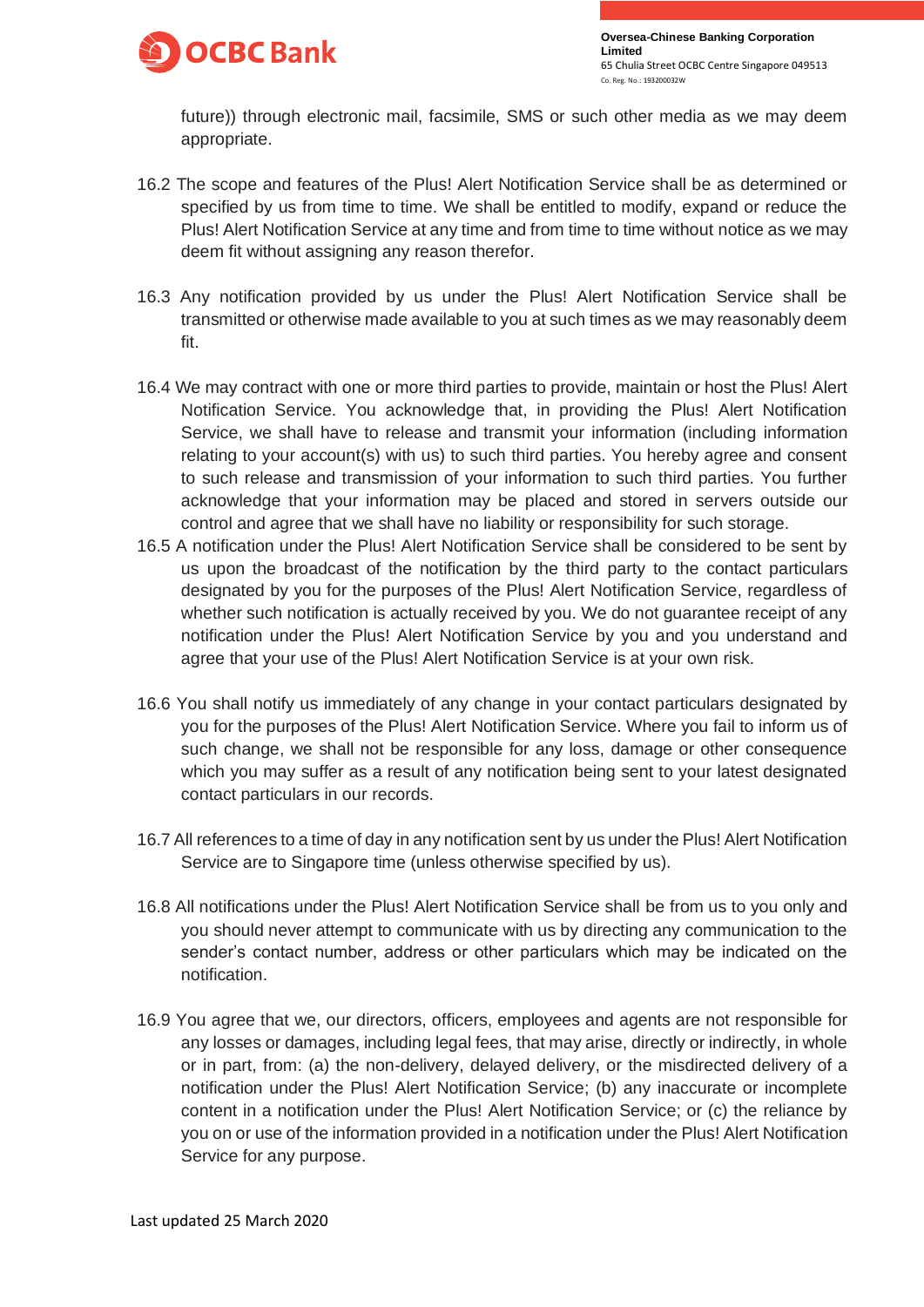future)) through electronic mail, facsimile, SMS or such other media as we may deem appropriate.

16.2 The scope and features of the Plus! Alert Notification Service shall be as determined or specified by us from time to time. We shall be entitled to modify, expand or reduce the Plus! Alert Notification Service at any time and from time to time without notice as we may deem fit without assigning any reason therefor.

16.3 Any notification provided by us under the Plus! Alert Notification Service shall be transmitted or otherwise made available to you at such times as we may reasonably deem fit.

16.4 We may contract with one or more third parties to provide, maintain or host the Plus! Alert Notification Service. You acknowledge that, in providing the Plus! Alert Notification Service, we shall have to release and transmit your information (including information relating to your account(s) with us) to such third parties. You hereby agree and consent to such release and transmission of your information to such third parties. You further acknowledge that your information may be placed and stored in servers outside our control and agree that we shall have no liability or responsibility for such storage.

16.5 A notification under the Plus! Alert Notification Service shall be considered to be sent by us upon the broadcast of the notification by the third party to the contact particulars designated by you for the purposes of the Plus! Alert Notification Service, regardless of whether such notification is actually received by you. We do not guarantee receipt of any notification under the Plus! Alert Notification Service by you and you understand and agree that your use of the Plus! Alert Notification Service is at your own risk.

16.6 You shall notify us immediately of any change in your contact particulars designated by you for the purposes of the Plus! Alert Notification Service. Where you fail to inform us of such change, we shall not be responsible for any loss, damage or other consequence which you may suffer as a result of any notification being sent to your latest designated contact particulars in our records.

16.7 All references to a time of day in any notification sent by us under the Plus! Alert Notification Service are to Singapore time (unless otherwise specified by us).

16.8 All notifications under the Plus! Alert Notification Service shall be from us to you only and you should never attempt to communicate with us by directing any communication to the sender's contact number, address or other particulars which may be indicated on the notification.

16.9 You agree that we, our directors, officers, employees and agents are not responsible for any losses or damages, including legal fees, that may arise, directly or indirectly, in whole or in part, from: (a) the non-delivery, delayed delivery, or the misdirected delivery of a notification under the Plus! Alert Notification Service; (b) any inaccurate or incomplete content in a notification under the Plus! Alert Notification Service; or (c) the reliance by you on or use of the information provided in a notification under the Plus! Alert Notification Service for any purpose.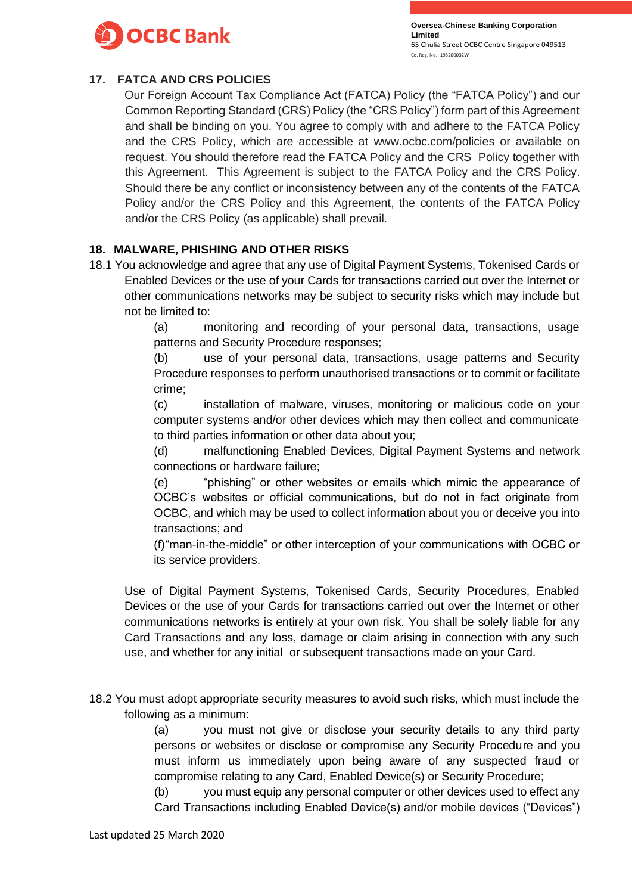## 17. FATCA AND CRS POLICIES

Our Foreign Account Tax Compliance Act (FATCA) Policy (the "FATCA Policy") and our Common Reporting Standard (CRS) Policy (the "CRS Policy") form part of this Agreement and shall be binding on you. You agree to comply with and adhere to the FATCA Policy and the CRS Policy, which are accessible at www.ocbc.com/policies or available on request. You should therefore read the FATCA Policy and the CRS Policy together with this Agreement. This Agreement is subject to the FATCA Policy and the CRS Policy. Should there be any conflict or inconsistency between any of the contents of the FATCA Policy and/or the CRS Policy and this Agreement, the contents of the FATCA Policy and/or the CRS Policy (as applicable) shall prevail.

## 18. MALWARE, PHISHING AND OTHER RISKS

18.1 You acknowledge and agree that any use of Digital Payment Systems, Tokenised Cards or Enabled Devices or the use of your Cards for transactions carried out over the Internet or other communications networks may be subject to security risks which may include but not be limited to:

(a) monitoring and recording of your personal data, transactions, usage patterns and Security Procedure responses;

(b) use of your personal data, transactions, usage patterns and Security Procedure responses to perform unauthorised transactions or to commit or facilitate crime;

(c) installation of malware, viruses, monitoring or malicious code on your computer systems and/or other devices which may then collect and communicate to third parties information or other data about you;

(d) malfunctioning Enabled Devices, Digital Payment Systems and network connections or hardware failure;

(e) "phishing" or other websites or emails which mimic the appearance of OCBC's websites or official communications, but do not in fact originate from OCBC, and which may be used to collect information about you or deceive you into transactions; and

(f) "man-in-the-middle" or other interception of your communications with OCBC or its service providers.

Use of Digital Payment Systems, Tokenised Cards, Security Procedures, Enabled Devices or the use of your Cards for transactions carried out over the Internet or other communications networks is entirely at your own risk. You shall be solely liable for any Card Transactions and any loss, damage or claim arising in connection with any such use, and whether for any initial or subsequent transactions made on your Card.

18.2 You must adopt appropriate security measures to avoid such risks, which must include the following as a minimum:

(a) you must not give or disclose your security details to any third party persons or websites or disclose or compromise any Security Procedure and you must inform us immediately upon being aware of any suspected fraud or compromise relating to any Card, Enabled Device(s) or Security Procedure;

(b) you must equip any personal computer or other devices used to effect any Card Transactions including Enabled Device(s) and/or mobile devices ("Devices")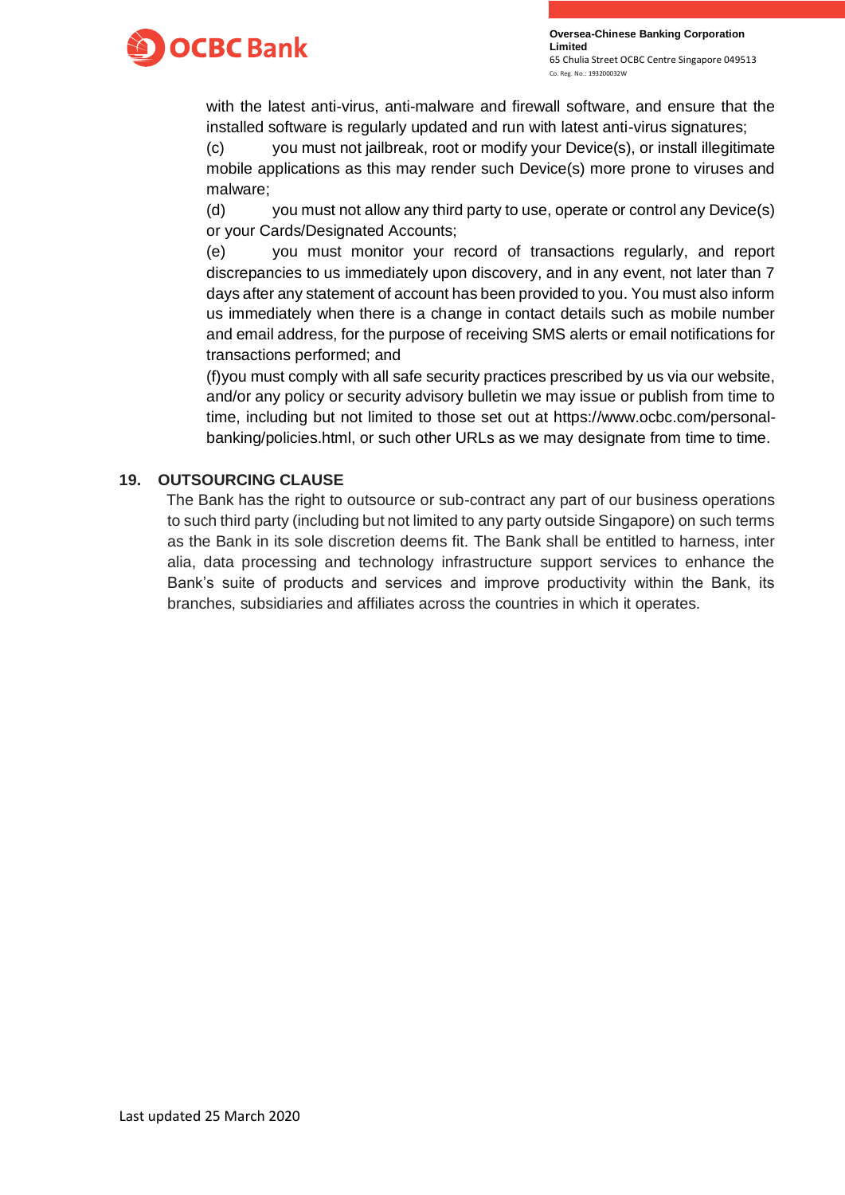with the latest anti-virus, anti-malware and firewall software, and ensure that the installed software is regularly updated and run with latest anti-virus signatures;

(c) you must not jailbreak, root or modify your Device(s), or install illegitimate mobile applications as this may render such Device(s) more prone to viruses and malware;

(d) you must not allow any third party to use, operate or control any Device(s) or your Cards/Designated Accounts;

(e) you must monitor your record of transactions regularly, and report discrepancies to us immediately upon discovery, and in any event, not later than 7 days after any statement of account has been provided to you. You must also inform us immediately when there is a change in contact details such as mobile number and email address, for the purpose of receiving SMS alerts or email notifications for transactions performed; and

(f)you must comply with all safe security practices prescribed by us via our website, and/or any policy or security advisory bulletin we may issue or publish from time to time, including but not limited to those set out at https://www.ocbc.com/personal-banking/policies.html, or such other URLs as we may designate from time to time.

## 19. OUTSOURCING CLAUSE

The Bank has the right to outsource or sub-contract any part of our business operations to such third party (including but not limited to any party outside Singapore) on such terms as the Bank in its sole discretion deems fit. The Bank shall be entitled to harness, inter alia, data processing and technology infrastructure support services to enhance the Bank's suite of products and services and improve productivity within the Bank, its branches, subsidiaries and affiliates across the countries in which it operates.

Last updated 25 March 2020